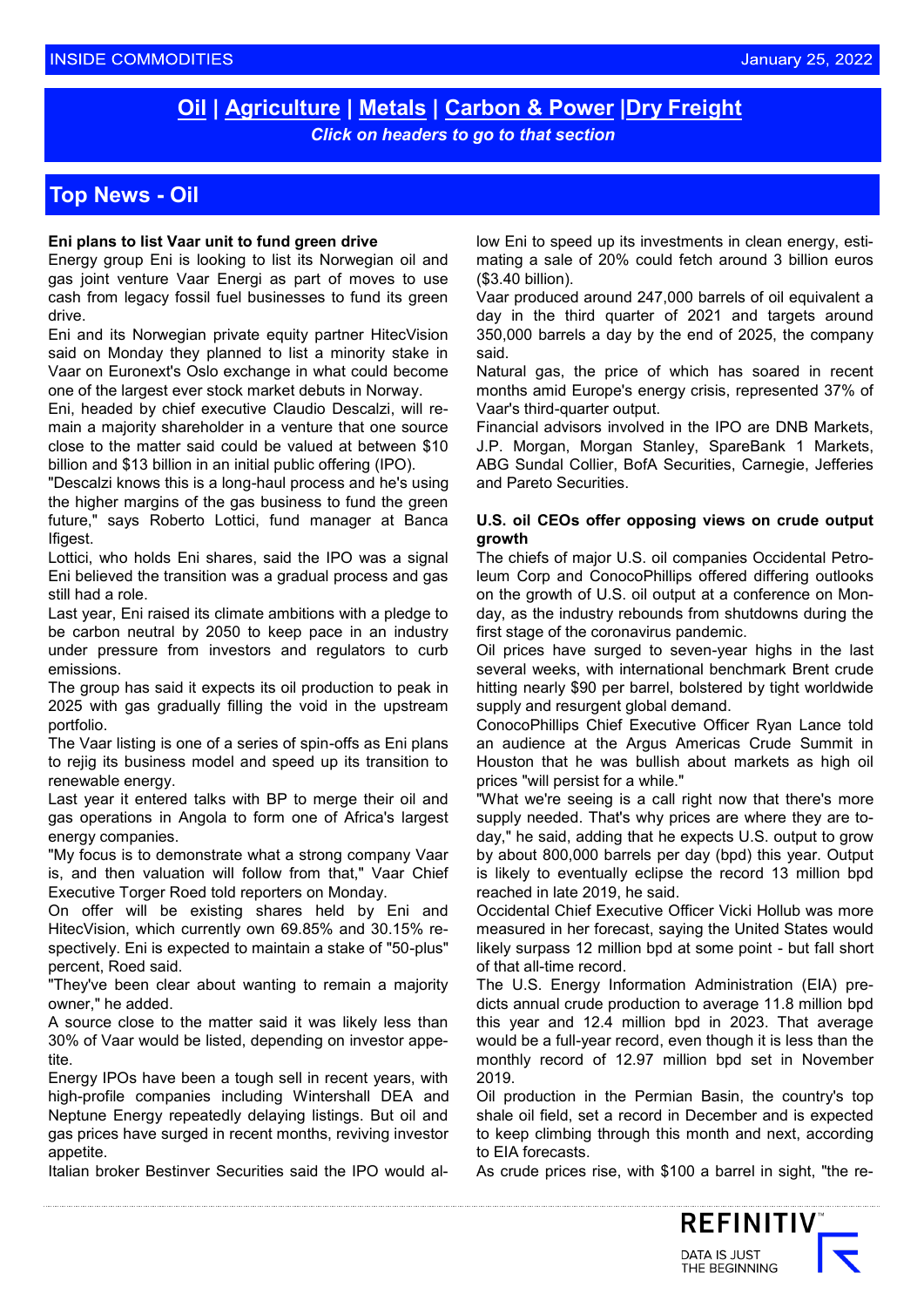**Oil | Agriculture | Metals | Carbon & Power |Dry Freight**

*Click on headers to go to that section*

## Top News - Oil

**Eni plans to list Vaar unit to fund green drive**

Energy group Eni is looking to list its Norwegian oil and gas joint venture Vaar Energi as part of moves to use cash from legacy fossil fuel businesses to fund its green drive.

Eni and its Norwegian private equity partner HitecVision said on Monday they planned to list a minority stake in Vaar on Euronext's Oslo exchange in what could become one of the largest ever stock market debuts in Norway.

Eni, headed by chief executive Claudio Descalzi, will remain a majority shareholder in a venture that one source close to the matter said could be valued at between $10 billion and $13 billion in an initial public offering (IPO).

"Descalzi knows this is a long-haul process and he's using the higher margins of the gas business to fund the green future," says Roberto Lottici, fund manager at Banca Ifigest.

Lottici, who holds Eni shares, said the IPO was a signal Eni believed the transition was a gradual process and gas still had a role.

Last year, Eni raised its climate ambitions with a pledge to be carbon neutral by 2050 to keep pace in an industry under pressure from investors and regulators to curb emissions.

The group has said it expects its oil production to peak in 2025 with gas gradually filling the void in the upstream portfolio.

The Vaar listing is one of a series of spin-offs as Eni plans to rejig its business model and speed up its transition to renewable energy.

Last year it entered talks with BP to merge their oil and gas operations in Angola to form one of Africa's largest energy companies.

"My focus is to demonstrate what a strong company Vaar is, and then valuation will follow from that," Vaar Chief Executive Torger Roed told reporters on Monday.

On offer will be existing shares held by Eni and HitecVision, which currently own 69.85% and 30.15% respectively. Eni is expected to maintain a stake of "50-plus" percent, Roed said.

"They've been clear about wanting to remain a majority owner," he added.

A source close to the matter said it was likely less than 30% of Vaar would be listed, depending on investor appetite.

Energy IPOs have been a tough sell in recent years, with high-profile companies including Wintershall DEA and Neptune Energy repeatedly delaying listings. But oil and gas prices have surged in recent months, reviving investor appetite.

Italian broker Bestinver Securities said the IPO would allow Eni to speed up its investments in clean energy, estimating a sale of 20% could fetch around 3 billion euros ($3.40 billion).

Vaar produced around 247,000 barrels of oil equivalent a day in the third quarter of 2021 and targets around 350,000 barrels a day by the end of 2025, the company said.

Natural gas, the price of which has soared in recent months amid Europe's energy crisis, represented 37% of Vaar's third-quarter output.

Financial advisors involved in the IPO are DNB Markets, J.P. Morgan, Morgan Stanley, SpareBank 1 Markets, ABG Sundal Collier, BofA Securities, Carnegie, Jefferies and Pareto Securities.

**U.S. oil CEOs offer opposing views on crude output growth**

The chiefs of major U.S. oil companies Occidental Petroleum Corp and ConocoPhillips offered differing outlooks on the growth of U.S. oil output at a conference on Monday, as the industry rebounds from shutdowns during the first stage of the coronavirus pandemic.

Oil prices have surged to seven-year highs in the last several weeks, with international benchmark Brent crude hitting nearly $90 per barrel, bolstered by tight worldwide supply and resurgent global demand.

ConocoPhillips Chief Executive Officer Ryan Lance told an audience at the Argus Americas Crude Summit in Houston that he was bullish about markets as high oil prices "will persist for a while."

"What we're seeing is a call right now that there's more supply needed. That's why prices are where they are today," he said, adding that he expects U.S. output to grow by about 800,000 barrels per day (bpd) this year. Output is likely to eventually eclipse the record 13 million bpd reached in late 2019, he said.

Occidental Chief Executive Officer Vicki Hollub was more measured in her forecast, saying the United States would likely surpass 12 million bpd at some point - but fall short of that all-time record.

The U.S. Energy Information Administration (EIA) predicts annual crude production to average 11.8 million bpd this year and 12.4 million bpd in 2023. That average would be a full-year record, even though it is less than the monthly record of 12.97 million bpd set in November 2019.

Oil production in the Permian Basin, the country's top shale oil field, set a record in December and is expected to keep climbing through this month and next, according to EIA forecasts.

As crude prices rise, with $100 a barrel in sight, "the re-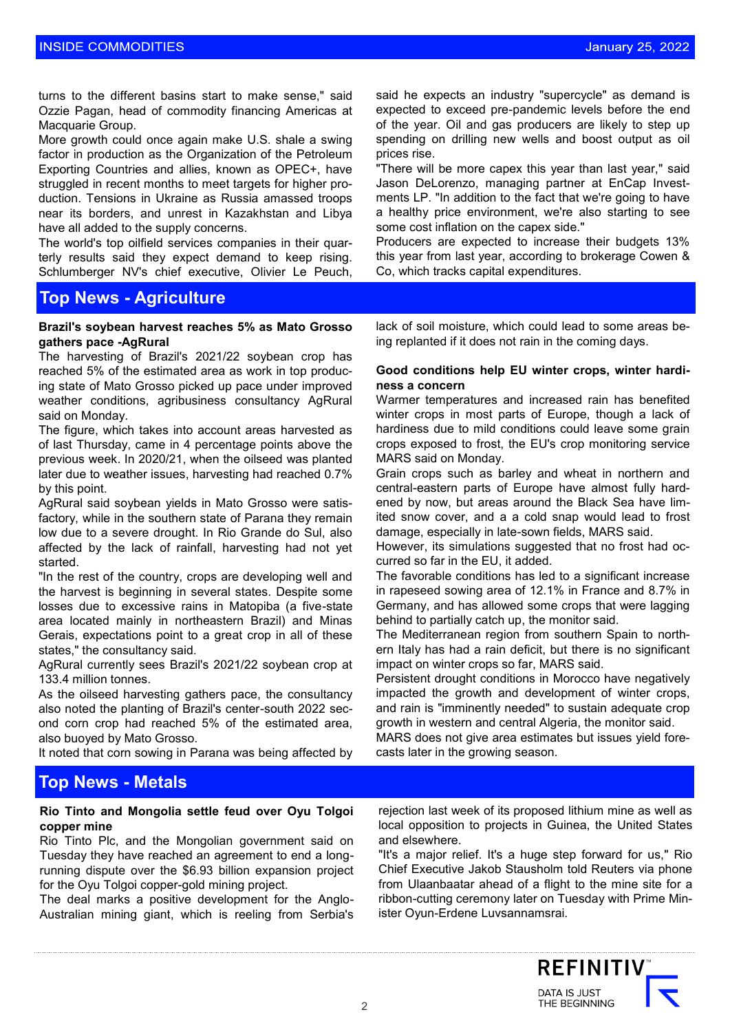turns to the different basins start to make sense," said Ozzie Pagan, head of commodity financing Americas at Macquarie Group.

More growth could once again make U.S. shale a swing factor in production as the Organization of the Petroleum Exporting Countries and allies, known as OPEC+, have struggled in recent months to meet targets for higher production. Tensions in Ukraine as Russia amassed troops near its borders, and unrest in Kazakhstan and Libya have all added to the supply concerns.

The world's top oilfield services companies in their quarterly results said they expect demand to keep rising. Schlumberger NV's chief executive, Olivier Le Peuch, said he expects an industry "supercycle" as demand is expected to exceed pre-pandemic levels before the end of the year. Oil and gas producers are likely to step up spending on drilling new wells and boost output as oil prices rise.

"There will be more capex this year than last year," said Jason DeLorenzo, managing partner at EnCap Investments LP. "In addition to the fact that we're going to have a healthy price environment, we're also starting to see some cost inflation on the capex side."

Producers are expected to increase their budgets 13% this year from last year, according to brokerage Cowen & Co, which tracks capital expenditures.

## Top News - Agriculture

**Brazil's soybean harvest reaches 5% as Mato Grosso gathers pace -AgRural**

The harvesting of Brazil's 2021/22 soybean crop has reached 5% of the estimated area as work in top producing state of Mato Grosso picked up pace under improved weather conditions, agribusiness consultancy AgRural said on Monday.

The figure, which takes into account areas harvested as of last Thursday, came in 4 percentage points above the previous week. In 2020/21, when the oilseed was planted later due to weather issues, harvesting had reached 0.7% by this point.

AgRural said soybean yields in Mato Grosso were satisfactory, while in the southern state of Parana they remain low due to a severe drought. In Rio Grande do Sul, also affected by the lack of rainfall, harvesting had not yet started.

"In the rest of the country, crops are developing well and the harvest is beginning in several states. Despite some losses due to excessive rains in Matopiba (a five-state area located mainly in northeastern Brazil) and Minas Gerais, expectations point to a great crop in all of these states," the consultancy said.

AgRural currently sees Brazil's 2021/22 soybean crop at 133.4 million tonnes.

As the oilseed harvesting gathers pace, the consultancy also noted the planting of Brazil's center-south 2022 second corn crop had reached 5% of the estimated area, also buoyed by Mato Grosso.

It noted that corn sowing in Parana was being affected by lack of soil moisture, which could lead to some areas being replanted if it does not rain in the coming days.

**Good conditions help EU winter crops, winter hardiness a concern**

Warmer temperatures and increased rain has benefited winter crops in most parts of Europe, though a lack of hardiness due to mild conditions could leave some grain crops exposed to frost, the EU's crop monitoring service MARS said on Monday.

Grain crops such as barley and wheat in northern and central-eastern parts of Europe have almost fully hardened by now, but areas around the Black Sea have limited snow cover, and a cold snap would lead to frost damage, especially in late-sown fields, MARS said.

However, its simulations suggested that no frost had occurred so far in the EU, it added.

The favorable conditions has led to a significant increase in rapeseed sowing area of 12.1% in France and 8.7% in Germany, and has allowed some crops that were lagging behind to partially catch up, the monitor said.

The Mediterranean region from southern Spain to northern Italy has had a rain deficit, but there is no significant impact on winter crops so far, MARS said.

Persistent drought conditions in Morocco have negatively impacted the growth and development of winter crops, and rain is "imminently needed" to sustain adequate crop growth in western and central Algeria, the monitor said.

MARS does not give area estimates but issues yield forecasts later in the growing season.

## Top News - Metals

**Rio Tinto and Mongolia settle feud over Oyu Tolgoi copper mine**

Rio Tinto Plc, and the Mongolian government said on Tuesday they have reached an agreement to end a long-running dispute over the $6.93 billion expansion project for the Oyu Tolgoi copper-gold mining project.

The deal marks a positive development for the Anglo-Australian mining giant, which is reeling from Serbia's rejection last week of its proposed lithium mine as well as local opposition to projects in Guinea, the United States and elsewhere.

"It's a major relief. It's a huge step forward for us," Rio Chief Executive Jakob Stausholm told Reuters via phone from Ulaanbaatar ahead of a flight to the mine site for a ribbon-cutting ceremony later on Tuesday with Prime Minister Oyun-Erdene Luvsannamsrai.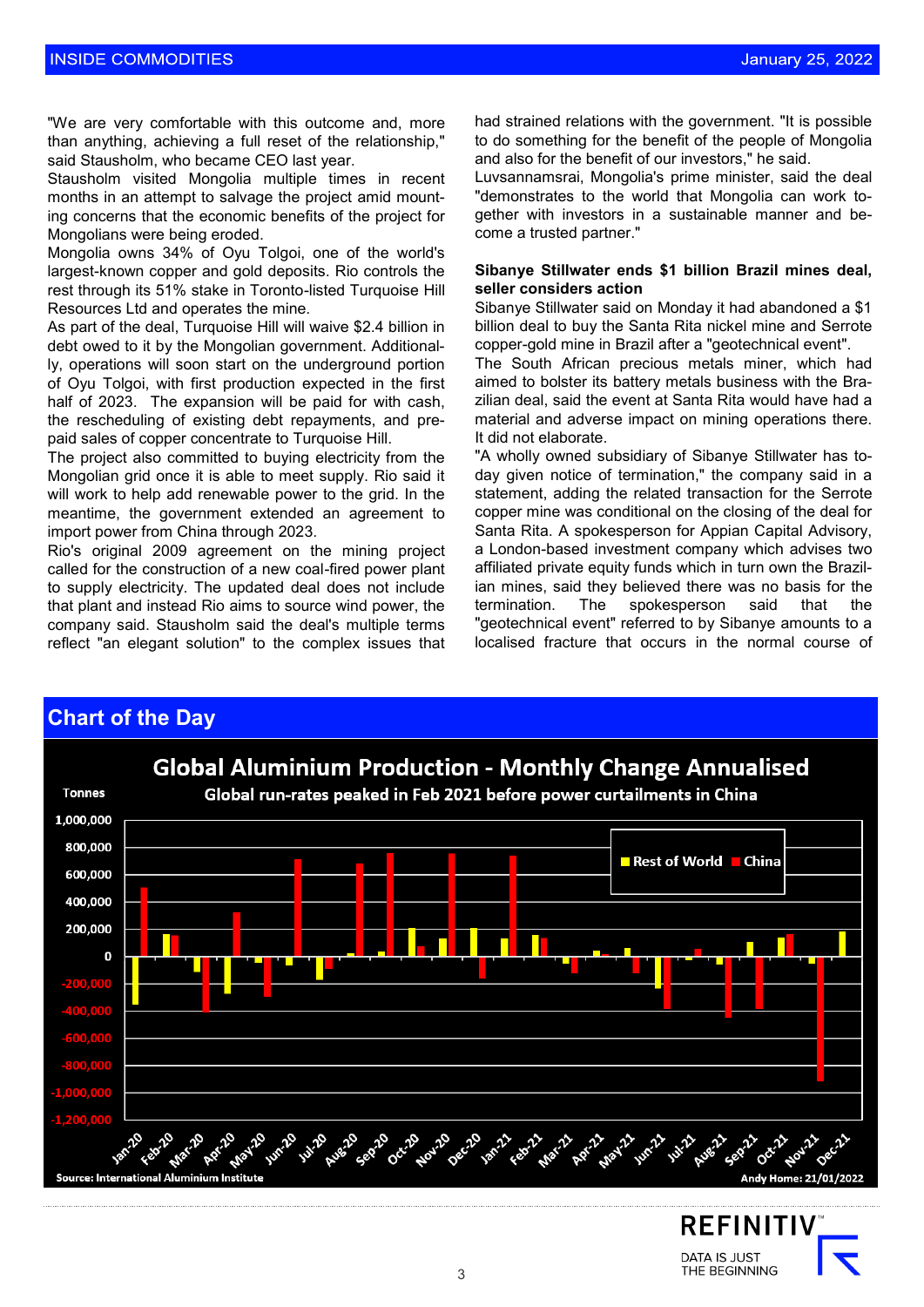"We are very comfortable with this outcome and, more than anything, achieving a full reset of the relationship," said Stausholm, who became CEO last year.

Stausholm visited Mongolia multiple times in recent months in an attempt to salvage the project amid mounting concerns that the economic benefits of the project for Mongolians were being eroded.

Mongolia owns 34% of Oyu Tolgoi, one of the world's largest-known copper and gold deposits. Rio controls the rest through its 51% stake in Toronto-listed Turquoise Hill Resources Ltd and operates the mine.

As part of the deal, Turquoise Hill will waive $2.4 billion in debt owed to it by the Mongolian government. Additionally, operations will soon start on the underground portion of Oyu Tolgoi, with first production expected in the first half of 2023. The expansion will be paid for with cash, the rescheduling of existing debt repayments, and prepaid sales of copper concentrate to Turquoise Hill.

The project also committed to buying electricity from the Mongolian grid once it is able to meet supply. Rio said it will work to help add renewable power to the grid. In the meantime, the government extended an agreement to import power from China through 2023.

Rio's original 2009 agreement on the mining project called for the construction of a new coal-fired power plant to supply electricity. The updated deal does not include that plant and instead Rio aims to source wind power, the company said. Stausholm said the deal's multiple terms reflect "an elegant solution" to the complex issues that had strained relations with the government. "It is possible to do something for the benefit of the people of Mongolia and also for the benefit of our investors," he said.

Luvsannamsrai, Mongolia's prime minister, said the deal "demonstrates to the world that Mongolia can work together with investors in a sustainable manner and become a trusted partner."

**Sibanye Stillwater ends $1 billion Brazil mines deal, seller considers action**

Sibanye Stillwater said on Monday it had abandoned a $1 billion deal to buy the Santa Rita nickel mine and Serrote copper-gold mine in Brazil after a "geotechnical event".

The South African precious metals miner, which had aimed to bolster its battery metals business with the Brazilian deal, said the event at Santa Rita would have had a material and adverse impact on mining operations there. It did not elaborate.

"A wholly owned subsidiary of Sibanye Stillwater has today given notice of termination," the company said in a statement, adding the related transaction for the Serrote copper mine was conditional on the closing of the deal for Santa Rita. A spokesperson for Appian Capital Advisory, a London-based investment company which advises two affiliated private equity funds which in turn own the Brazilian mines, said they believed there was no basis for the termination. The spokesperson said that the "geotechnical event" referred to by Sibanye amounts to a localised fracture that occurs in the normal course of

## Chart of the Day

Global Aluminium Production - Monthly Change Annualised

Global run-rates peaked in Feb 2021 before power curtailments in China

Tonnes

1,000,000
800,000
600,000
400,000
200,000
0
-200,000
-400,000
-600,000
-800,000
-1,000,000
-1,200,000

Rest of World
China

Jan-20, Feb-20, Mar-20, Apr-20, May-20, Jun-20, Jul-20, Aug-20, Sep-20, Oct-20, Nov-20, Dec-20, Jan-21, Feb-21, Mar-21, Apr-21, May-21, Jun-21, Jul-21, Aug-21, Sep-21, Oct-21, Nov-21, Dec-21

Source: International Aluminium Institute

Andy Home: 21/01/2022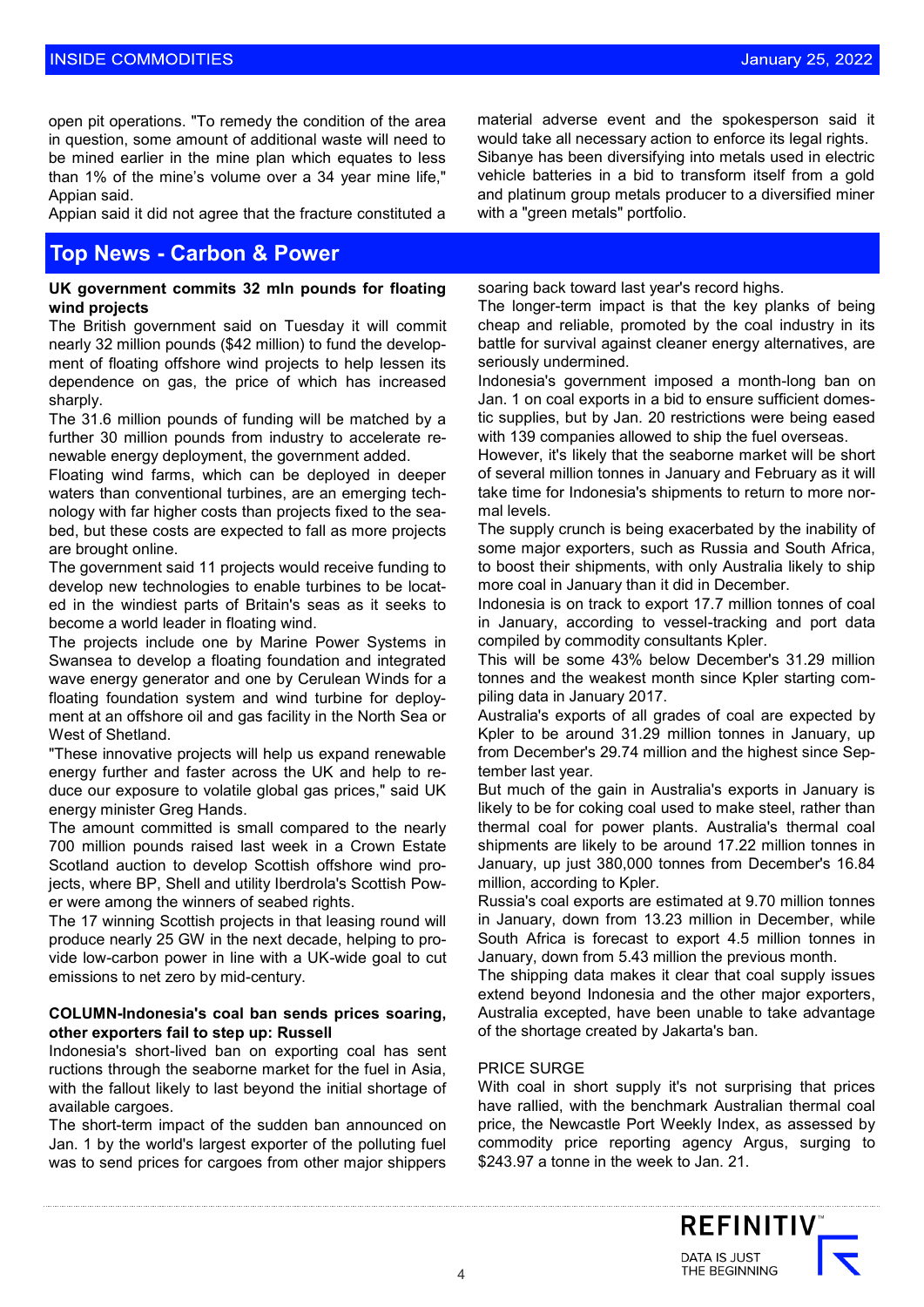open pit operations. "To remedy the condition of the area in question, some amount of additional waste will need to be mined earlier in the mine plan which equates to less than 1% of the mine's volume over a 34 year mine life," Appian said.

Appian said it did not agree that the fracture constituted a material adverse event and the spokesperson said it would take all necessary action to enforce its legal rights.

Sibanye has been diversifying into metals used in electric vehicle batteries in a bid to transform itself from a gold and platinum group metals producer to a diversified miner with a "green metals" portfolio.

## Top News - Carbon & Power

**UK government commits 32 mln pounds for floating wind projects**

The British government said on Tuesday it will commit nearly 32 million pounds ($42 million) to fund the development of floating offshore wind projects to help lessen its dependence on gas, the price of which has increased sharply.

The 31.6 million pounds of funding will be matched by a further 30 million pounds from industry to accelerate renewable energy deployment, the government added.

Floating wind farms, which can be deployed in deeper waters than conventional turbines, are an emerging technology with far higher costs than projects fixed to the seabed, but these costs are expected to fall as more projects are brought online.

The government said 11 projects would receive funding to develop new technologies to enable turbines to be located in the windiest parts of Britain's seas as it seeks to become a world leader in floating wind.

The projects include one by Marine Power Systems in Swansea to develop a floating foundation and integrated wave energy generator and one by Cerulean Winds for a floating foundation system and wind turbine for deployment at an offshore oil and gas facility in the North Sea or West of Shetland.

"These innovative projects will help us expand renewable energy further and faster across the UK and help to reduce our exposure to volatile global gas prices," said UK energy minister Greg Hands.

The amount committed is small compared to the nearly 700 million pounds raised last week in a Crown Estate Scotland auction to develop Scottish offshore wind projects, where BP, Shell and utility Iberdrola's Scottish Power were among the winners of seabed rights.

The 17 winning Scottish projects in that leasing round will produce nearly 25 GW in the next decade, helping to provide low-carbon power in line with a UK-wide goal to cut emissions to net zero by mid-century.

**COLUMN-Indonesia's coal ban sends prices soaring, other exporters fail to step up: Russell**

Indonesia's short-lived ban on exporting coal has sent ructions through the seaborne market for the fuel in Asia, with the fallout likely to last beyond the initial shortage of available cargoes.

The short-term impact of the sudden ban announced on Jan. 1 by the world's largest exporter of the polluting fuel was to send prices for cargoes from other major shippers soaring back toward last year's record highs.

The longer-term impact is that the key planks of being cheap and reliable, promoted by the coal industry in its battle for survival against cleaner energy alternatives, are seriously undermined.

Indonesia's government imposed a month-long ban on Jan. 1 on coal exports in a bid to ensure sufficient domestic supplies, but by Jan. 20 restrictions were being eased with 139 companies allowed to ship the fuel overseas.

However, it's likely that the seaborne market will be short of several million tonnes in January and February as it will take time for Indonesia's shipments to return to more normal levels.

The supply crunch is being exacerbated by the inability of some major exporters, such as Russia and South Africa, to boost their shipments, with only Australia likely to ship more coal in January than it did in December.

Indonesia is on track to export 17.7 million tonnes of coal in January, according to vessel-tracking and port data compiled by commodity consultants Kpler.

This will be some 43% below December's 31.29 million tonnes and the weakest month since Kpler starting compiling data in January 2017.

Australia's exports of all grades of coal are expected by Kpler to be around 31.29 million tonnes in January, up from December's 29.74 million and the highest since September last year.

But much of the gain in Australia's exports in January is likely to be for coking coal used to make steel, rather than thermal coal for power plants. Australia's thermal coal shipments are likely to be around 17.22 million tonnes in January, up just 380,000 tonnes from December's 16.84 million, according to Kpler.

Russia's coal exports are estimated at 9.70 million tonnes in January, down from 13.23 million in December, while South Africa is forecast to export 4.5 million tonnes in January, down from 5.43 million the previous month.

The shipping data makes it clear that coal supply issues extend beyond Indonesia and the other major exporters, Australia excepted, have been unable to take advantage of the shortage created by Jakarta's ban.

PRICE SURGE

With coal in short supply it's not surprising that prices have rallied, with the benchmark Australian thermal coal price, the Newcastle Port Weekly Index, as assessed by commodity price reporting agency Argus, surging to $243.97 a tonne in the week to Jan. 21.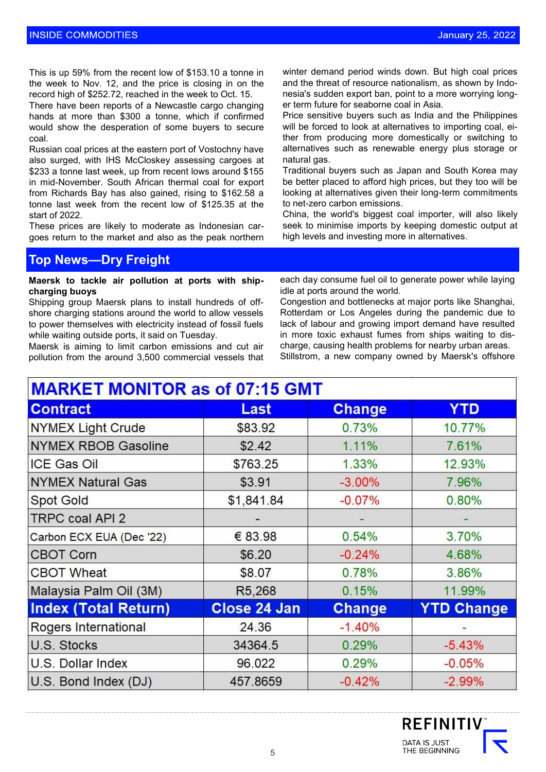This is up 59% from the recent low of $153.10 a tonne in the week to Nov. 12, and the price is closing in on the record high of $252.72, reached in the week to Oct. 15.

There have been reports of a Newcastle cargo changing hands at more than $300 a tonne, which if confirmed would show the desperation of some buyers to secure coal.

Russian coal prices at the eastern port of Vostochny have also surged, with IHS McCloskey assessing cargoes at $233 a tonne last week, up from recent lows around $155 in mid-November. South African thermal coal for export from Richards Bay has also gained, rising to $162.58 a tonne last week from the recent low of $125.35 at the start of 2022.

These prices are likely to moderate as Indonesian cargoes return to the market and also as the peak northern winter demand period winds down. But high coal prices and the threat of resource nationalism, as shown by Indonesia's sudden export ban, point to a more worrying longer term future for seaborne coal in Asia.

Price sensitive buyers such as India and the Philippines will be forced to look at alternatives to importing coal, either from producing more domestically or switching to alternatives such as renewable energy plus storage or natural gas.

Traditional buyers such as Japan and South Korea may be better placed to afford high prices, but they too will be looking at alternatives given their long-term commitments to net-zero carbon emissions.

China, the world's biggest coal importer, will also likely seek to minimise imports by keeping domestic output at high levels and investing more in alternatives.

## Top News—Dry Freight

**Maersk to tackle air pollution at ports with ship-charging buoys**

Shipping group Maersk plans to install hundreds of offshore charging stations around the world to allow vessels to power themselves with electricity instead of fossil fuels while waiting outside ports, it said on Tuesday.

Maersk is aiming to limit carbon emissions and cut air pollution from the around 3,500 commercial vessels that each day consume fuel oil to generate power while laying idle at ports around the world.

Congestion and bottlenecks at major ports like Shanghai, Rotterdam or Los Angeles during the pandemic due to lack of labour and growing import demand have resulted in more toxic exhaust fumes from ships waiting to discharge, causing health problems for nearby urban areas.

Stillstrom, a new company owned by Maersk's offshore

## MARKET MONITOR as of 07:15 GMT

| Contract | Last | Change | YTD |
|---|---|---|---|
| NYMEX Light Crude | $83.92 | 0.73% | 10.77% |
| NYMEX RBOB Gasoline | $2.42 | 1.11% | 7.61% |
| ICE Gas Oil | $763.25 | 1.33% | 12.93% |
| NYMEX Natural Gas | $3.91 | -3.00% | 7.96% |
| Spot Gold | $1,841.84 | -0.07% | 0.80% |
| TRPC coal API 2 | - | - | - |
| Carbon ECX EUA (Dec '22) | € 83.98 | 0.54% | 3.70% |
| CBOT Corn | $6.20 | -0.24% | 4.68% |
| CBOT Wheat | $8.07 | 0.78% | 3.86% |
| Malaysia Palm Oil (3M) | R5,268 | 0.15% | 11.99% |
| **Index (Total Return)** | **Close 24 Jan** | **Change** | **YTD Change** |
| Rogers International | 24.36 | -1.40% | - |
| U.S. Stocks | 34364.5 | 0.29% | -5.43% |
| U.S. Dollar Index | 96.022 | 0.29% | -0.05% |
| U.S. Bond Index (DJ) | 457.8659 | -0.42% | -2.99% |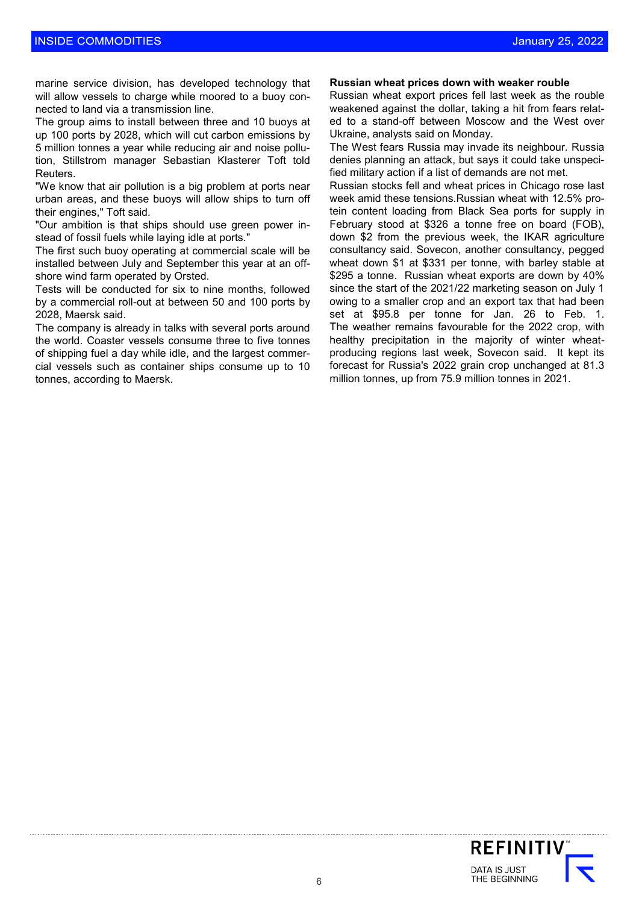marine service division, has developed technology that will allow vessels to charge while moored to a buoy connected to land via a transmission line.

The group aims to install between three and 10 buoys at up 100 ports by 2028, which will cut carbon emissions by 5 million tonnes a year while reducing air and noise pollution, Stillstrom manager Sebastian Klasterer Toft told Reuters.

"We know that air pollution is a big problem at ports near urban areas, and these buoys will allow ships to turn off their engines," Toft said.

"Our ambition is that ships should use green power instead of fossil fuels while laying idle at ports."

The first such buoy operating at commercial scale will be installed between July and September this year at an offshore wind farm operated by Orsted.

Tests will be conducted for six to nine months, followed by a commercial roll-out at between 50 and 100 ports by 2028, Maersk said.

The company is already in talks with several ports around the world. Coaster vessels consume three to five tonnes of shipping fuel a day while idle, and the largest commercial vessels such as container ships consume up to 10 tonnes, according to Maersk.

**Russian wheat prices down with weaker rouble**

Russian wheat export prices fell last week as the rouble weakened against the dollar, taking a hit from fears related to a stand-off between Moscow and the West over Ukraine, analysts said on Monday.

The West fears Russia may invade its neighbour. Russia denies planning an attack, but says it could take unspecified military action if a list of demands are not met.

Russian stocks fell and wheat prices in Chicago rose last week amid these tensions.Russian wheat with 12.5% protein content loading from Black Sea ports for supply in February stood at $326 a tonne free on board (FOB), down $2 from the previous week, the IKAR agriculture consultancy said. Sovecon, another consultancy, pegged wheat down $1 at $331 per tonne, with barley stable at $295 a tonne. Russian wheat exports are down by 40% since the start of the 2021/22 marketing season on July 1 owing to a smaller crop and an export tax that had been set at $95.8 per tonne for Jan. 26 to Feb. 1. The weather remains favourable for the 2022 crop, with healthy precipitation in the majority of winter wheat-producing regions last week, Sovecon said. It kept its forecast for Russia's 2022 grain crop unchanged at 81.3 million tonnes, up from 75.9 million tonnes in 2021.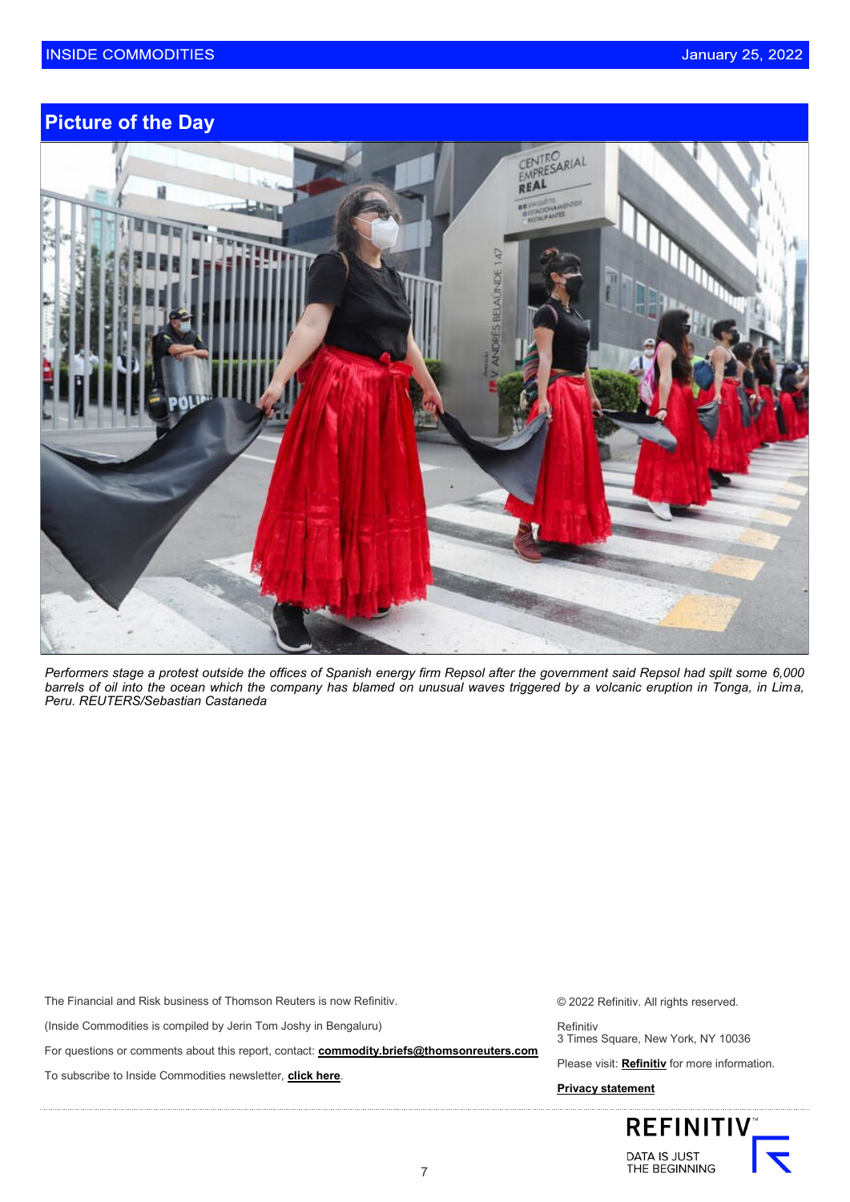## Picture of the Day

*Performers stage a protest outside the offices of Spanish energy firm Repsol after the government said Repsol had spilt some 6,000 barrels of oil into the ocean which the company has blamed on unusual waves triggered by a volcanic eruption in Tonga, in Lima, Peru. REUTERS/Sebastian Castaneda*

The Financial and Risk business of Thomson Reuters is now Refinitiv.

(Inside Commodities is compiled by Jerin Tom Joshy in Bengaluru)

For questions or comments about this report, contact: **commodity.briefs@thomsonreuters.com**

To subscribe to Inside Commodities newsletter, **click here**.

© 2022 Refinitiv. All rights reserved.

Refinitiv
3 Times Square, New York, NY 10036

Please visit: **Refinitiv** for more information.

**Privacy statement**

REFINITIV™
DATA IS JUST THE BEGINNING